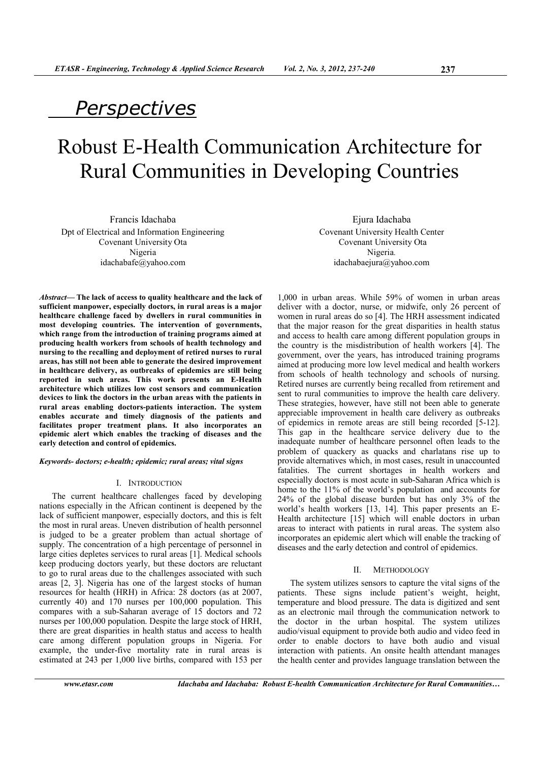*Perspectives*

# Robust E-Health Communication Architecture for Rural Communities in Developing Countries

Francis Idachaba
Dpt of Electrical and Information Engineering
Covenant University Ota
Nigeria
idachabafe@yahoo.com

Ejura Idachaba
Covenant University Health Center
Covenant University Ota
Nigeria.
idachabaejura@yahoo.com

***Abstract*— The lack of access to quality healthcare and the lack of sufficient manpower, especially doctors, in rural areas is a major healthcare challenge faced by dwellers in rural communities in most developing countries. The intervention of governments, which range from the introduction of training programs aimed at producing health workers from schools of health technology and nursing to the recalling and deployment of retired nurses to rural areas, has still not been able to generate the desired improvement in healthcare delivery, as outbreaks of epidemics are still being reported in such areas. This work presents an E-Health architecture which utilizes low cost sensors and communication devices to link the doctors in the urban areas with the patients in rural areas enabling doctors-patients interaction. The system enables accurate and timely diagnosis of the patients and facilitates proper treatment plans. It also incorporates an epidemic alert which enables the tracking of diseases and the early detection and control of epidemics.**

***Keywords- doctors; e-health; epidemic; rural areas; vital signs***

## I. Introduction

The current healthcare challenges faced by developing nations especially in the African continent is deepened by the lack of sufficient manpower, especially doctors, and this is felt the most in rural areas. Uneven distribution of health personnel is judged to be a greater problem than actual shortage of supply. The concentration of a high percentage of personnel in large cities depletes services to rural areas [1]. Medical schools keep producing doctors yearly, but these doctors are reluctant to go to rural areas due to the challenges associated with such areas [2, 3]. Nigeria has one of the largest stocks of human resources for health (HRH) in Africa: 28 doctors (as at 2007, currently 40) and 170 nurses per 100,000 population. This compares with a sub-Saharan average of 15 doctors and 72 nurses per 100,000 population. Despite the large stock of HRH, there are great disparities in health status and access to health care among different population groups in Nigeria. For example, the under-five mortality rate in rural areas is estimated at 243 per 1,000 live births, compared with 153 per 1,000 in urban areas. While 59% of women in urban areas deliver with a doctor, nurse, or midwife, only 26 percent of women in rural areas do so [4]. The HRH assessment indicated that the major reason for the great disparities in health status and access to health care among different population groups in the country is the misdistribution of health workers [4]. The government, over the years, has introduced training programs aimed at producing more low level medical and health workers from schools of health technology and schools of nursing. Retired nurses are currently being recalled from retirement and sent to rural communities to improve the health care delivery. These strategies, however, have still not been able to generate appreciable improvement in health care delivery as outbreaks of epidemics in remote areas are still being recorded [5-12]. This gap in the healthcare service delivery due to the inadequate number of healthcare personnel often leads to the problem of quackery as quacks and charlatans rise up to provide alternatives which, in most cases, result in unaccounted fatalities. The current shortages in health workers and especially doctors is most acute in sub-Saharan Africa which is home to the 11% of the world's population and accounts for 24% of the global disease burden but has only 3% of the world's health workers [13, 14]. This paper presents an E-Health architecture [15] which will enable doctors in urban areas to interact with patients in rural areas. The system also incorporates an epidemic alert which will enable the tracking of diseases and the early detection and control of epidemics.

## II. Methodology

The system utilizes sensors to capture the vital signs of the patients. These signs include patient's weight, height, temperature and blood pressure. The data is digitized and sent as an electronic mail through the communication network to the doctor in the urban hospital. The system utilizes audio/visual equipment to provide both audio and video feed in order to enable doctors to have both audio and visual interaction with patients. An onsite health attendant manages the health center and provides language translation between the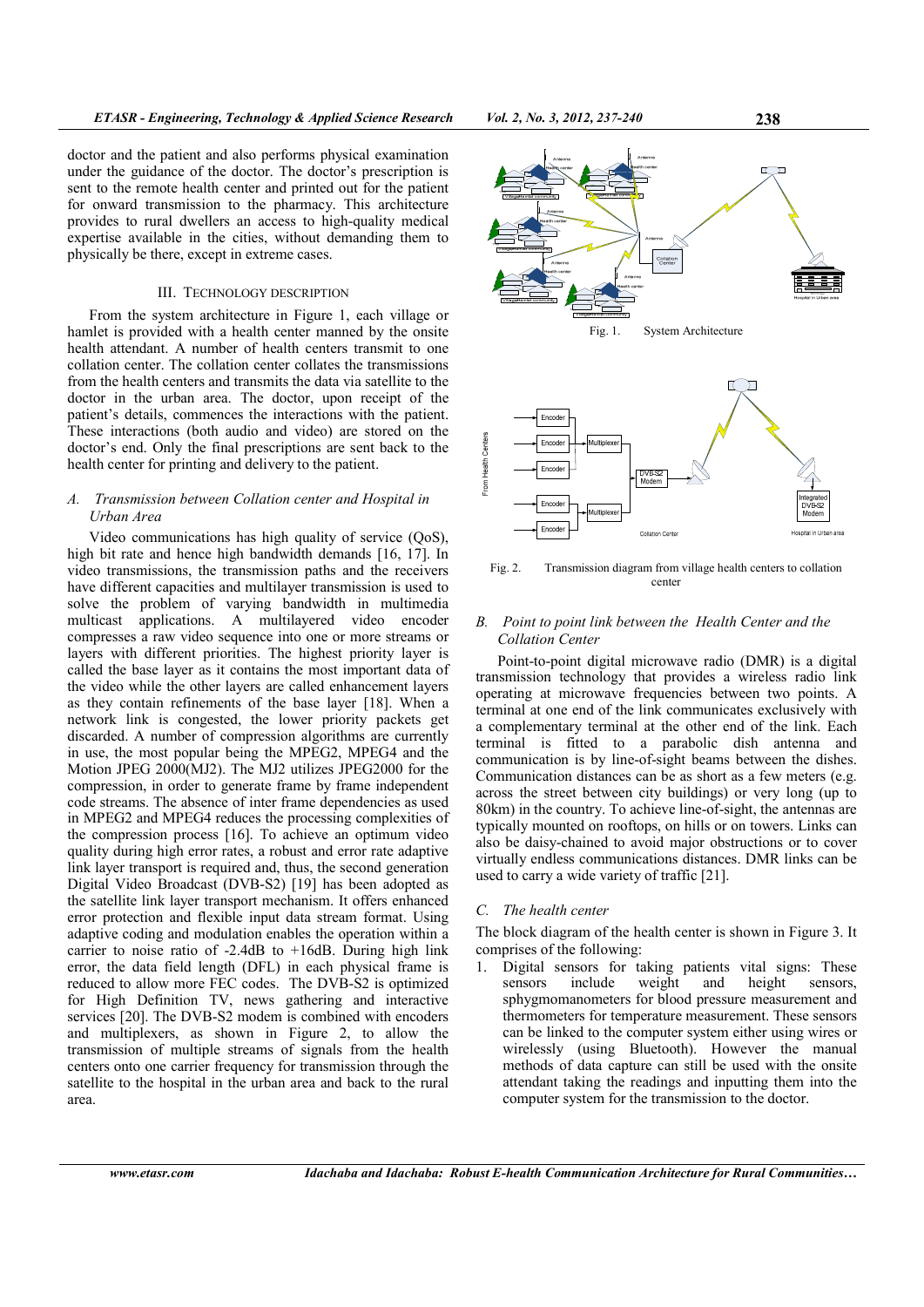doctor and the patient and also performs physical examination under the guidance of the doctor. The doctor's prescription is sent to the remote health center and printed out for the patient for onward transmission to the pharmacy. This architecture provides to rural dwellers an access to high-quality medical expertise available in the cities, without demanding them to physically be there, except in extreme cases.

## III. Technology Description

From the system architecture in Figure 1, each village or hamlet is provided with a health center manned by the onsite health attendant. A number of health centers transmit to one collation center. The collation center collates the transmissions from the health centers and transmits the data via satellite to the doctor in the urban area. The doctor, upon receipt of the patient's details, commences the interactions with the patient. These interactions (both audio and video) are stored on the doctor's end. Only the final prescriptions are sent back to the health center for printing and delivery to the patient.

### *A. Transmission between Collation center and Hospital in Urban Area*

Video communications has high quality of service (QoS), high bit rate and hence high bandwidth demands [16, 17]. In video transmissions, the transmission paths and the receivers have different capacities and multilayer transmission is used to solve the problem of varying bandwidth in multimedia multicast applications. A multilayered video encoder compresses a raw video sequence into one or more streams or layers with different priorities. The highest priority layer is called the base layer as it contains the most important data of the video while the other layers are called enhancement layers as they contain refinements of the base layer [18]. When a network link is congested, the lower priority packets get discarded. A number of compression algorithms are currently in use, the most popular being the MPEG2, MPEG4 and the Motion JPEG 2000(MJ2). The MJ2 utilizes JPEG2000 for the compression, in order to generate frame by frame independent code streams. The absence of inter frame dependencies as used in MPEG2 and MPEG4 reduces the processing complexities of the compression process [16]. To achieve an optimum video quality during high error rates, a robust and error rate adaptive link layer transport is required and, thus, the second generation Digital Video Broadcast (DVB-S2) [19] has been adopted as the satellite link layer transport mechanism. It offers enhanced error protection and flexible input data stream format. Using adaptive coding and modulation enables the operation within a carrier to noise ratio of -2.4dB to +16dB. During high link error, the data field length (DFL) in each physical frame is reduced to allow more FEC codes. The DVB-S2 is optimized for High Definition TV, news gathering and interactive services [20]. The DVB-S2 modem is combined with encoders and multiplexers, as shown in Figure 2, to allow the transmission of multiple streams of signals from the health centers onto one carrier frequency for transmission through the satellite to the hospital in the urban area and back to the rural area.

Fig. 1. System Architecture

Fig. 2. Transmission diagram from village health centers to collation center

### *B. Point to point link between the Health Center and the Collation Center*

Point-to-point digital microwave radio (DMR) is a digital transmission technology that provides a wireless radio link operating at microwave frequencies between two points. A terminal at one end of the link communicates exclusively with a complementary terminal at the other end of the link. Each terminal is fitted to a parabolic dish antenna and communication is by line-of-sight beams between the dishes. Communication distances can be as short as a few meters (e.g. across the street between city buildings) or very long (up to 80km) in the country. To achieve line-of-sight, the antennas are typically mounted on rooftops, on hills or on towers. Links can also be daisy-chained to avoid major obstructions or to cover virtually endless communications distances. DMR links can be used to carry a wide variety of traffic [21].

### *C. The health center*

The block diagram of the health center is shown in Figure 3. It comprises of the following:

1. Digital sensors for taking patients vital signs: These sensors include weight and height sensors, sphygmomanometers for blood pressure measurement and thermometers for temperature measurement. These sensors can be linked to the computer system either using wires or wirelessly (using Bluetooth). However the manual methods of data capture can still be used with the onsite attendant taking the readings and inputting them into the computer system for the transmission to the doctor.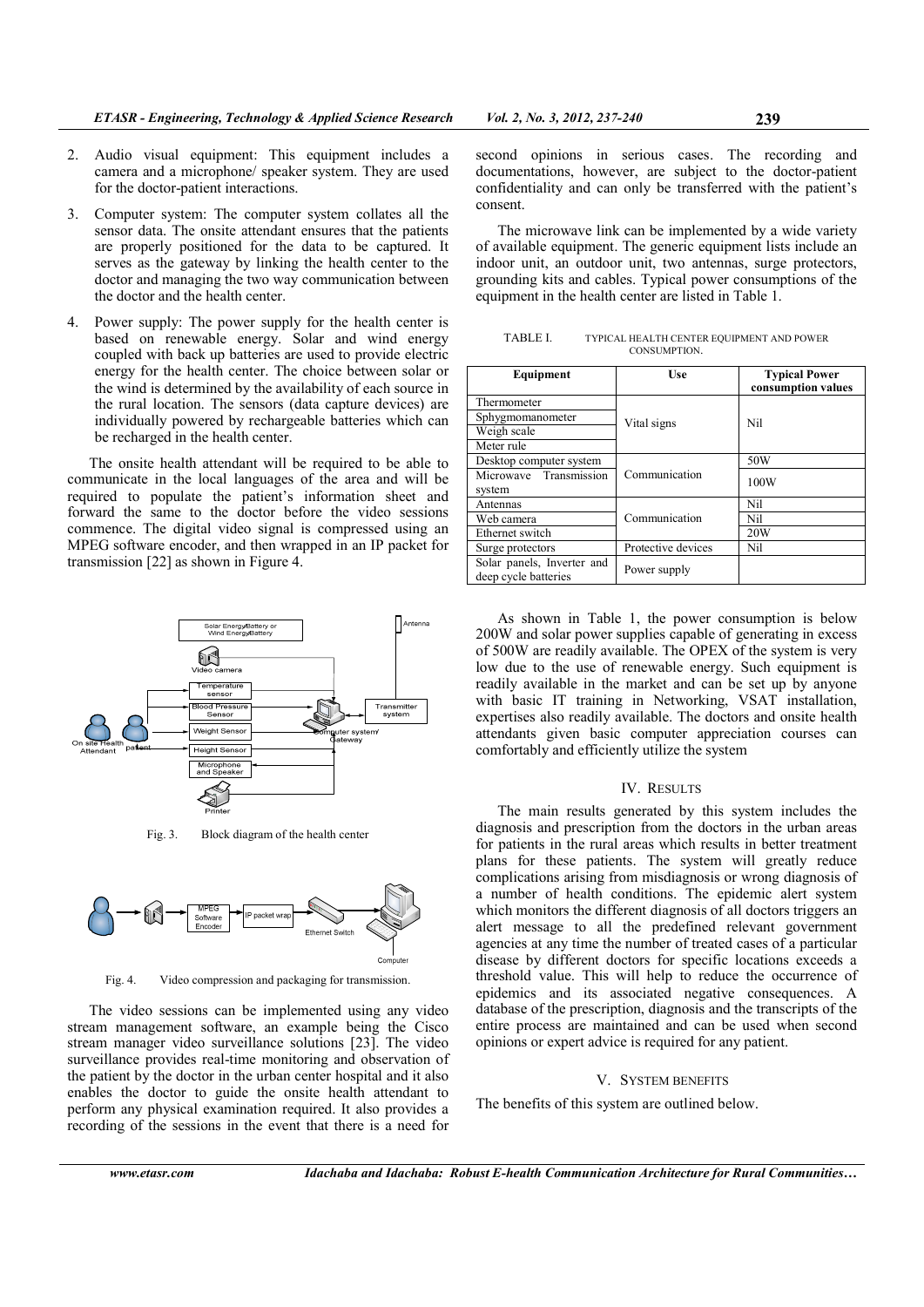2. Audio visual equipment: This equipment includes a camera and a microphone/ speaker system. They are used for the doctor-patient interactions.

3. Computer system: The computer system collates all the sensor data. The onsite attendant ensures that the patients are properly positioned for the data to be captured. It serves as the gateway by linking the health center to the doctor and managing the two way communication between the doctor and the health center.

4. Power supply: The power supply for the health center is based on renewable energy. Solar and wind energy coupled with back up batteries are used to provide electric energy for the health center. The choice between solar or the wind is determined by the availability of each source in the rural location. The sensors (data capture devices) are individually powered by rechargeable batteries which can be recharged in the health center.

The onsite health attendant will be required to be able to communicate in the local languages of the area and will be required to populate the patient's information sheet and forward the same to the doctor before the video sessions commence. The digital video signal is compressed using an MPEG software encoder, and then wrapped in an IP packet for transmission [22] as shown in Figure 4.

Fig. 3. Block diagram of the health center

Fig. 4. Video compression and packaging for transmission.

The video sessions can be implemented using any video stream management software, an example being the Cisco stream manager video surveillance solutions [23]. The video surveillance provides real-time monitoring and observation of the patient by the doctor in the urban center hospital and it also enables the doctor to guide the onsite health attendant to perform any physical examination required. It also provides a recording of the sessions in the event that there is a need for second opinions in serious cases. The recording and documentations, however, are subject to the doctor-patient confidentiality and can only be transferred with the patient's consent.

The microwave link can be implemented by a wide variety of available equipment. The generic equipment lists include an indoor unit, an outdoor unit, two antennas, surge protectors, grounding kits and cables. Typical power consumptions of the equipment in the health center are listed in Table 1.

TABLE I. TYPICAL HEALTH CENTER EQUIPMENT AND POWER CONSUMPTION.

| Equipment | Use | Typical Power consumption values |
|---|---|---|
| Thermometer | Vital signs | Nil |
| Sphygmomanometer | | |
| Weigh scale | | |
| Meter rule | | |
| Desktop computer system | Communication | 50W |
| Microwave Transmission system | | 100W |
| Antennas | Communication | Nil |
| Web camera | | Nil |
| Ethernet switch | | 20W |
| Surge protectors | Protective devices | Nil |
| Solar panels, Inverter and deep cycle batteries | Power supply | |

As shown in Table 1, the power consumption is below 200W and solar power supplies capable of generating in excess of 500W are readily available. The OPEX of the system is very low due to the use of renewable energy. Such equipment is readily available in the market and can be set up by anyone with basic IT training in Networking, VSAT installation, expertises also readily available. The doctors and onsite health attendants given basic computer appreciation courses can comfortably and efficiently utilize the system

## IV. RESULTS

The main results generated by this system includes the diagnosis and prescription from the doctors in the urban areas for patients in the rural areas which results in better treatment plans for these patients. The system will greatly reduce complications arising from misdiagnosis or wrong diagnosis of a number of health conditions. The epidemic alert system which monitors the different diagnosis of all doctors triggers an alert message to all the predefined relevant government agencies at any time the number of treated cases of a particular disease by different doctors for specific locations exceeds a threshold value. This will help to reduce the occurrence of epidemics and its associated negative consequences. A database of the prescription, diagnosis and the transcripts of the entire process are maintained and can be used when second opinions or expert advice is required for any patient.

## V. SYSTEM BENEFITS

The benefits of this system are outlined below.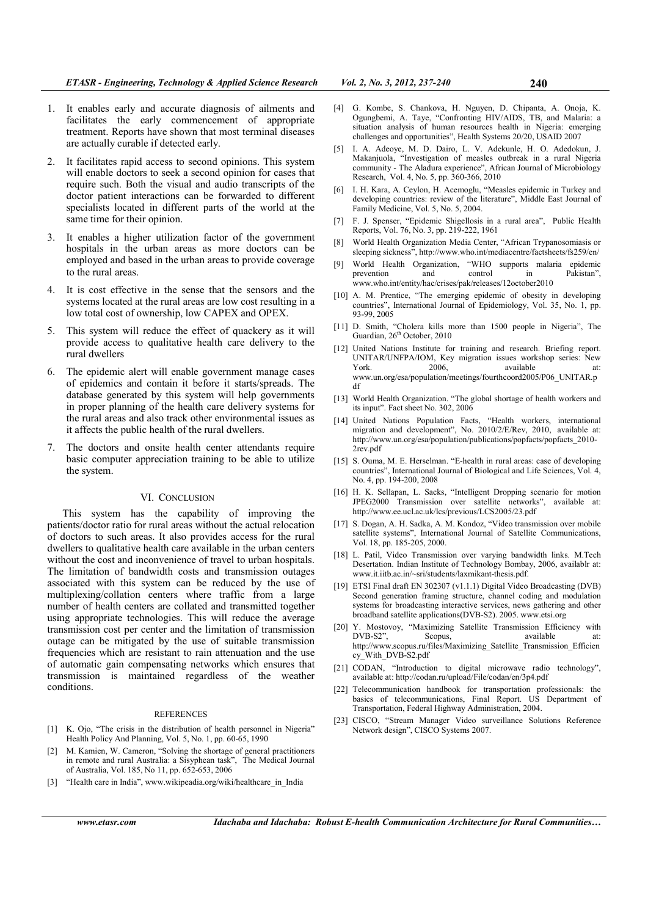1. It enables early and accurate diagnosis of ailments and facilitates the early commencement of appropriate treatment. Reports have shown that most terminal diseases are actually curable if detected early.
2. It facilitates rapid access to second opinions. This system will enable doctors to seek a second opinion for cases that require such. Both the visual and audio transcripts of the doctor patient interactions can be forwarded to different specialists located in different parts of the world at the same time for their opinion.
3. It enables a higher utilization factor of the government hospitals in the urban areas as more doctors can be employed and based in the urban areas to provide coverage to the rural areas.
4. It is cost effective in the sense that the sensors and the systems located at the rural areas are low cost resulting in a low total cost of ownership, low CAPEX and OPEX.
5. This system will reduce the effect of quackery as it will provide access to qualitative health care delivery to the rural dwellers
6. The epidemic alert will enable government manage cases of epidemics and contain it before it starts/spreads. The database generated by this system will help governments in proper planning of the health care delivery systems for the rural areas and also track other environmental issues as it affects the public health of the rural dwellers.
7. The doctors and onsite health center attendants require basic computer appreciation training to be able to utilize the system.

## VI. CONCLUSION

This system has the capability of improving the patients/doctor ratio for rural areas without the actual relocation of doctors to such areas. It also provides access for the rural dwellers to qualitative health care available in the urban centers without the cost and inconvenience of travel to urban hospitals. The limitation of bandwidth costs and transmission outages associated with this system can be reduced by the use of multiplexing/collation centers where traffic from a large number of health centers are collated and transmitted together using appropriate technologies. This will reduce the average transmission cost per center and the limitation of transmission outage can be mitigated by the use of suitable transmission frequencies which are resistant to rain attenuation and the use of automatic gain compensating networks which ensures that transmission is maintained regardless of the weather conditions.

## REFERENCES

[1] K. Ojo, "The crisis in the distribution of health personnel in Nigeria" Health Policy And Planning, Vol. 5, No. 1, pp. 60-65, 1990

[2] M. Kamien, W. Cameron, "Solving the shortage of general practitioners in remote and rural Australia: a Sisyphean task", The Medical Journal of Australia, Vol. 185, No 11, pp. 652-653, 2006

[3] "Health care in India", www.wikipeadia.org/wiki/healthcare_in_India

[4] G. Kombe, S. Chankova, H. Nguyen, D. Chipanta, A. Onoja, K. Ogungbemi, A. Taye, "Confronting HIV/AIDS, TB, and Malaria: a situation analysis of human resources health in Nigeria: emerging challenges and opportunities", Health Systems 20/20, USAID 2007

[5] I. A. Adeoye, M. D. Dairo, L. V. Adekunle, H. O. Adedokun, J. Makanjuola, "Investigation of measles outbreak in a rural Nigeria community - The Aladura experience", African Journal of Microbiology Research, Vol. 4, No. 5, pp. 360-366, 2010

[6] I. H. Kara, A. Ceylon, H. Acemoglu, "Measles epidemic in Turkey and developing countries: review of the literature", Middle East Journal of Family Medicine, Vol. 5, No. 5, 2004.

[7] F. J. Spenser, "Epidemic Shigellosis in a rural area", Public Health Reports, Vol. 76, No. 3, pp. 219-222, 1961

[8] World Health Organization Media Center, "African Trypanosomiasis or sleeping sickness", http://www.who.int/mediacentre/factsheets/fs259/en/

[9] World Health Organization, "WHO supports malaria epidemic prevention and control in Pakistan", www.who.int/entity/hac/crises/pak/releases/12october2010

[10] A. M. Prentice, "The emerging epidemic of obesity in developing countries", International Journal of Epidemiology, Vol. 35, No. 1, pp. 93-99, 2005

[11] D. Smith, "Cholera kills more than 1500 people in Nigeria", The Guardian, 26th October, 2010

[12] United Nations Institute for training and research. Briefing report. UNITAR/UNFPA/IOM, Key migration issues workshop series: New York. 2006, available at: www.un.org/esa/population/meetings/fourthcoord2005/P06_UNITAR.pdf

[13] World Health Organization. "The global shortage of health workers and its input". Fact sheet No. 302, 2006

[14] United Nations Population Facts, "Health workers, international migration and development", No. 2010/2/E/Rev, 2010, available at: http://www.un.org/esa/population/publications/popfacts/popfacts_2010-2rev.pdf

[15] S. Ouma, M. E. Herselman. "E-health in rural areas: case of developing countries", International Journal of Biological and Life Sciences, Vol. 4, No. 4, pp. 194-200, 2008

[16] H. K. Sellapan, L. Sacks, "Intelligent Dropping scenario for motion JPEG2000 Transmission over satellite networks", available at: http://www.ee.ucl.ac.uk/lcs/previous/LCS2005/23.pdf

[17] S. Dogan, A. H. Sadka, A. M. Kondoz, "Video transmission over mobile satellite systems", International Journal of Satellite Communications, Vol. 18, pp. 185-205, 2000.

[18] L. Patil, Video Transmission over varying bandwidth links. M.Tech Desertation. Indian Institute of Technology Bombay, 2006, availablr at: www.it.iitb.ac.in/~sri/students/laxmikant-thesis.pdf.

[19] ETSI Final draft EN 302307 (v1.1.1) Digital Video Broadcasting (DVB) Second generation framing structure, channel coding and modulation systems for broadcasting interactive services, news gathering and other broadband satellite applications(DVB-S2). 2005. www.etsi.org

[20] Y. Mostovoy, "Maximizing Satellite Transmission Efficiency with DVB-S2", Scopus, available at: http://www.scopus.ru/files/Maximizing_Satellite_Transmission_Efficiency_With_DVB-S2.pdf

[21] CODAN, "Introduction to digital microwave radio technology", available at: http://codan.ru/upload/File/codan/en/3p4.pdf

[22] Telecommunication handbook for transportation professionals: the basics of telecommunications, Final Report. US Department of Transportation, Federal Highway Administration, 2004.

[23] CISCO, "Stream Manager Video surveillance Solutions Reference Network design", CISCO Systems 2007.